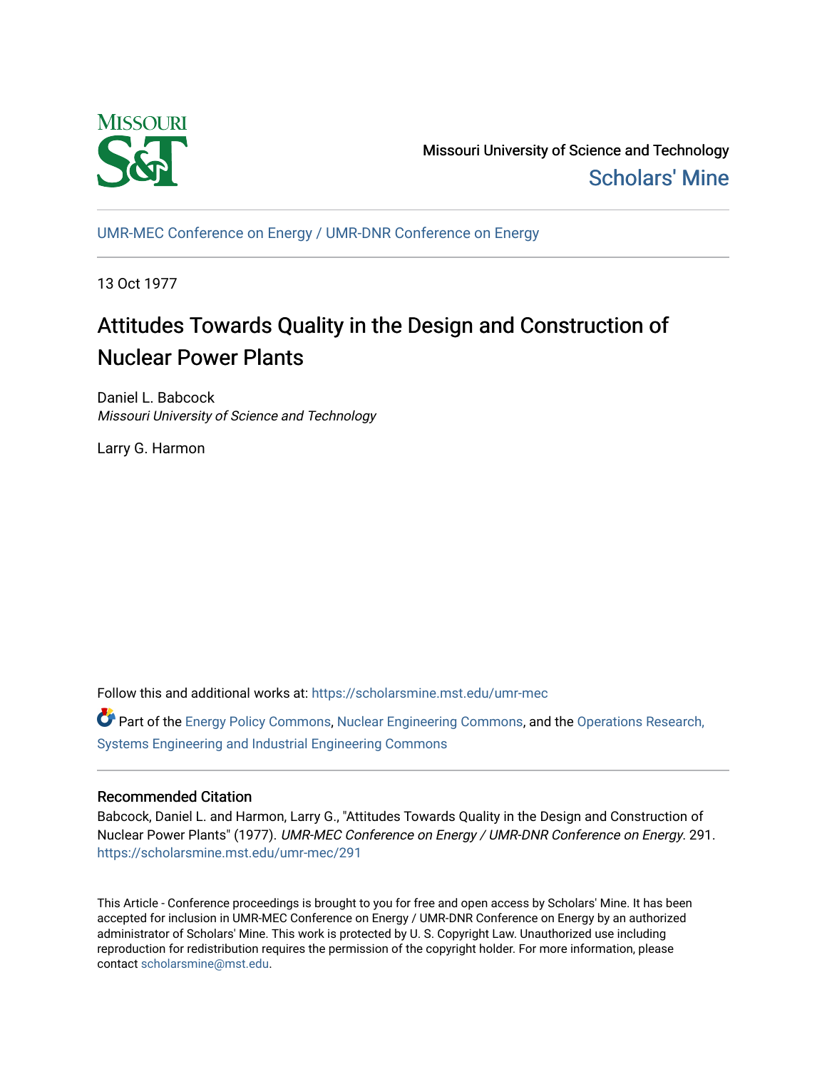Missouri University of Science and Technology

Scholars' Mine

UMR-MEC Conference on Energy / UMR-DNR Conference on Energy

13 Oct 1977

# Attitudes Towards Quality in the Design and Construction of Nuclear Power Plants

Daniel L. Babcock
*Missouri University of Science and Technology*

Larry G. Harmon

Follow this and additional works at: https://scholarsmine.mst.edu/umr-mec

Part of the Energy Policy Commons, Nuclear Engineering Commons, and the Operations Research, Systems Engineering and Industrial Engineering Commons

## Recommended Citation

Babcock, Daniel L. and Harmon, Larry G., "Attitudes Towards Quality in the Design and Construction of Nuclear Power Plants" (1977). *UMR-MEC Conference on Energy / UMR-DNR Conference on Energy*. 291. https://scholarsmine.mst.edu/umr-mec/291

This Article - Conference proceedings is brought to you for free and open access by Scholars' Mine. It has been accepted for inclusion in UMR-MEC Conference on Energy / UMR-DNR Conference on Energy by an authorized administrator of Scholars' Mine. This work is protected by U. S. Copyright Law. Unauthorized use including reproduction for redistribution requires the permission of the copyright holder. For more information, please contact scholarsmine@mst.edu.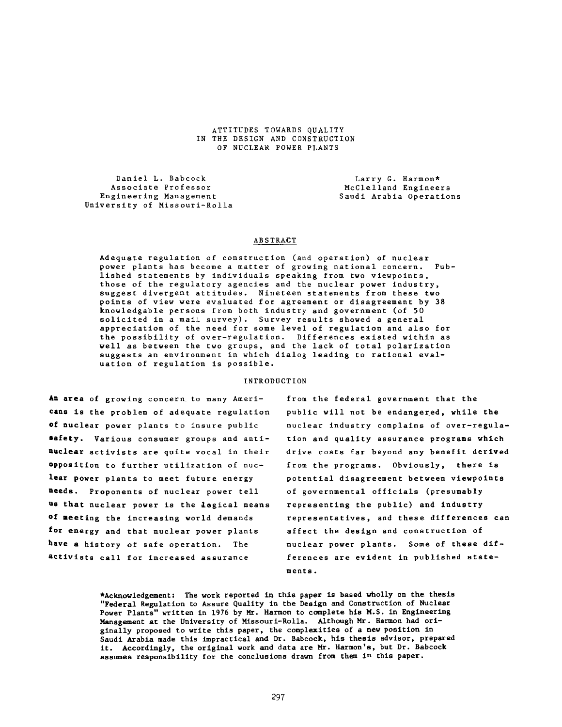# ATTITUDES TOWARDS QUALITY IN THE DESIGN AND CONSTRUCTION OF NUCLEAR POWER PLANTS

Daniel L. Babcock
Associate Professor
Engineering Management
University of Missouri-Rolla

Larry G. Harmon*
McClelland Engineers
Saudi Arabia Operations

## ABSTRACT

Adequate regulation of construction (and operation) of nuclear power plants has become a matter of growing national concern. Published statements by individuals speaking from two viewpoints, those of the regulatory agencies and the nuclear power industry, suggest divergent attitudes. Nineteen statements from these two points of view were evaluated for agreement or disagreement by 38 knowledgable persons from both industry and government (of 50 solicited in a mail survey). Survey results showed a general appreciation of the need for some level of regulation and also for the possibility of over-regulation. Differences existed within as well as between the two groups, and the lack of total polarization suggests an environment in which dialog leading to rational evaluation of regulation is possible.

## INTRODUCTION

An area of growing concern to many Americans is the problem of adequate regulation of nuclear power plants to insure public safety. Various consumer groups and antinuclear activists are quite vocal in their opposition to further utilization of nuclear power plants to meet future energy needs. Proponents of nuclear power tell us that nuclear power is the logical means of meeting the increasing world demands for energy and that nuclear power plants have a history of safe operation. The activists call for increased assurance from the federal government that the public will not be endangered, while the nuclear industry complains of over-regulation and quality assurance programs which drive costs far beyond any benefit derived from the programs. Obviously, there is potential disagreement between viewpoints of governmental officials (presumably representing the public) and industry representatives, and these differences can affect the design and construction of nuclear power plants. Some of these differences are evident in published statements.

*Acknowledgement: The work reported in this paper is based wholly on the thesis "Federal Regulation to Assure Quality in the Design and Construction of Nuclear Power Plants" written in 1976 by Mr. Harmon to complete his M.S. in Engineering Management at the University of Missouri-Rolla. Although Mr. Harmon had originally proposed to write this paper, the complexities of a new position in Saudi Arabia made this impractical and Dr. Babcock, his thesis advisor, prepared it. Accordingly, the original work and data are Mr. Harmon's, but Dr. Babcock assumes responsibility for the conclusions drawn from them in this paper.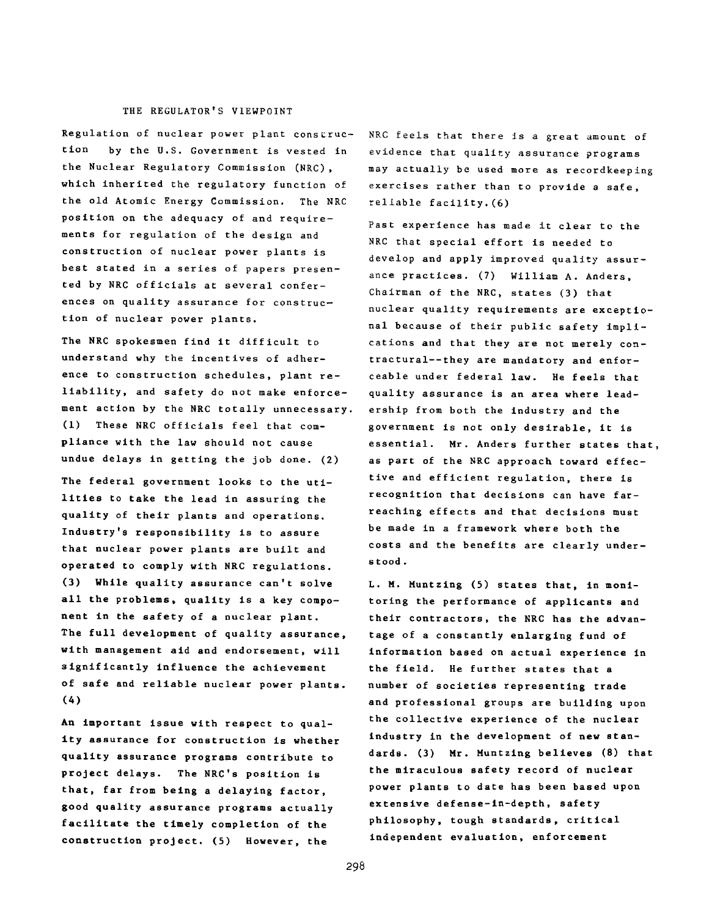## THE REGULATOR'S VIEWPOINT

Regulation of nuclear power plant construction by the U.S. Government is vested in the Nuclear Regulatory Commission (NRC), which inherited the regulatory function of the old Atomic Energy Commission. The NRC position on the adequacy of and requirements for regulation of the design and construction of nuclear power plants is best stated in a series of papers presented by NRC officials at several conferences on quality assurance for construction of nuclear power plants.

The NRC spokesmen find it difficult to understand why the incentives of adherence to construction schedules, plant reliability, and safety do not make enforcement action by the NRC totally unnecessary. (1) These NRC officials feel that compliance with the law should not cause undue delays in getting the job done. (2)

The federal government looks to the utilities to take the lead in assuring the quality of their plants and operations. Industry's responsibility is to assure that nuclear power plants are built and operated to comply with NRC regulations. (3) While quality assurance can't solve all the problems, quality is a key component in the safety of a nuclear plant. The full development of quality assurance, with management aid and endorsement, will significantly influence the achievement of safe and reliable nuclear power plants. (4)

An important issue with respect to quality assurance for construction is whether quality assurance programs contribute to project delays. The NRC's position is that, far from being a delaying factor, good quality assurance programs actually facilitate the timely completion of the construction project. (5) However, the NRC feels that there is a great amount of evidence that quality assurance programs may actually be used more as recordkeeping exercises rather than to provide a safe, reliable facility.(6)

Past experience has made it clear to the NRC that special effort is needed to develop and apply improved quality assurance practices. (7) William A. Anders, Chairman of the NRC, states (3) that nuclear quality requirements are exceptional because of their public safety implications and that they are not merely contractual--they are mandatory and enforceable under federal law. He feels that quality assurance is an area where leadership from both the industry and the government is not only desirable, it is essential. Mr. Anders further states that, as part of the NRC approach toward effective and efficient regulation, there is recognition that decisions can have far-reaching effects and that decisions must be made in a framework where both the costs and the benefits are clearly understood.

L. M. Muntzing (5) states that, in monitoring the performance of applicants and their contractors, the NRC has the advantage of a constantly enlarging fund of information based on actual experience in the field. He further states that a number of societies representing trade and professional groups are building upon the collective experience of the nuclear industry in the development of new standards. (3) Mr. Muntzing believes (8) that the miraculous safety record of nuclear power plants to date has been based upon extensive defense-in-depth, safety philosophy, tough standards, critical independent evaluation, enforcement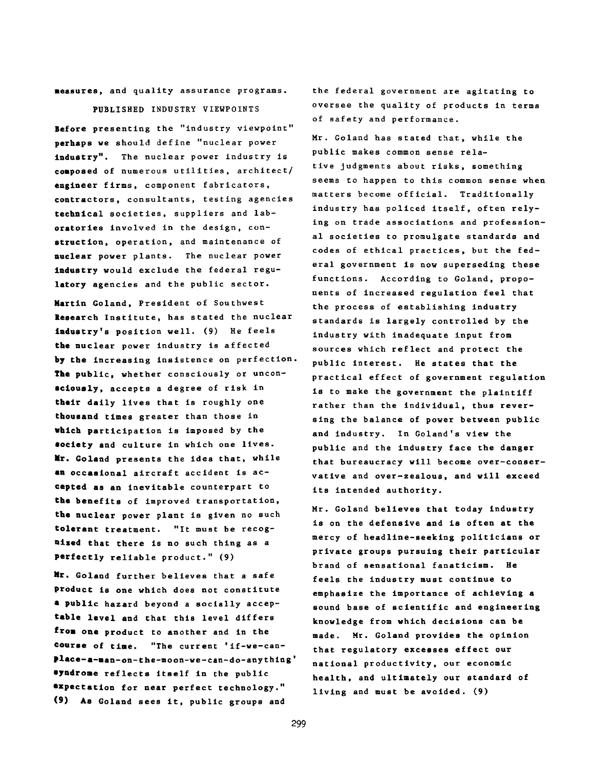measures, and quality assurance programs.

## PUBLISHED INDUSTRY VIEWPOINTS

Before presenting the "industry viewpoint" perhaps we should define "nuclear power industry". The nuclear power industry is composed of numerous utilities, architect/engineer firms, component fabricators, contractors, consultants, testing agencies technical societies, suppliers and laboratories involved in the design, construction, operation, and maintenance of nuclear power plants. The nuclear power industry would exclude the federal regulatory agencies and the public sector.

Martin Goland, President of Southwest Research Institute, has stated the nuclear industry's position well. (9) He feels the nuclear power industry is affected by the increasing insistence on perfection. The public, whether consciously or unconsciously, accepts a degree of risk in their daily lives that is roughly one thousand times greater than those in which participation is imposed by the society and culture in which one lives. Mr. Goland presents the idea that, while an occasional aircraft accident is accepted as an inevitable counterpart to the benefits of improved transportation, the nuclear power plant is given no such tolerant treatment. "It must be recognized that there is no such thing as a perfectly reliable product." (9)

Mr. Goland further believes that a safe product is one which does not constitute a public hazard beyond a socially acceptable level and that this level differs from one product to another and in the course of time. "The current 'if-we-can-place-a-man-on-the-moon-we-can-do-anything' syndrome reflects itself in the public expectation for near perfect technology." (9) As Goland sees it, public groups and the federal government are agitating to oversee the quality of products in terms of safety and performance.

Mr. Goland has stated that, while the public makes common sense relative judgments about risks, something seems to happen to this common sense when matters become official. Traditionally industry has policed itself, often relying on trade associations and professional societies to promulgate standards and codes of ethical practices, but the federal government is now superseding these functions. According to Goland, proponents of increased regulation feel that the process of establishing industry standards is largely controlled by the industry with inadequate input from sources which reflect and protect the public interest. He states that the practical effect of government regulation is to make the government the plaintiff rather than the individual, thus reversing the balance of power between public and industry. In Goland's view the public and the industry face the danger that bureaucracy will become over-conservative and over-zealous, and will exceed its intended authority.

Mr. Goland believes that today industry is on the defensive and is often at the mercy of headline-seeking politicians or private groups pursuing their particular brand of sensational fanaticism. He feels the industry must continue to emphasize the importance of achieving a sound base of scientific and engineering knowledge from which decisions can be made. Mr. Goland provides the opinion that regulatory excesses effect our national productivity, our economic health, and ultimately our standard of living and must be avoided. (9)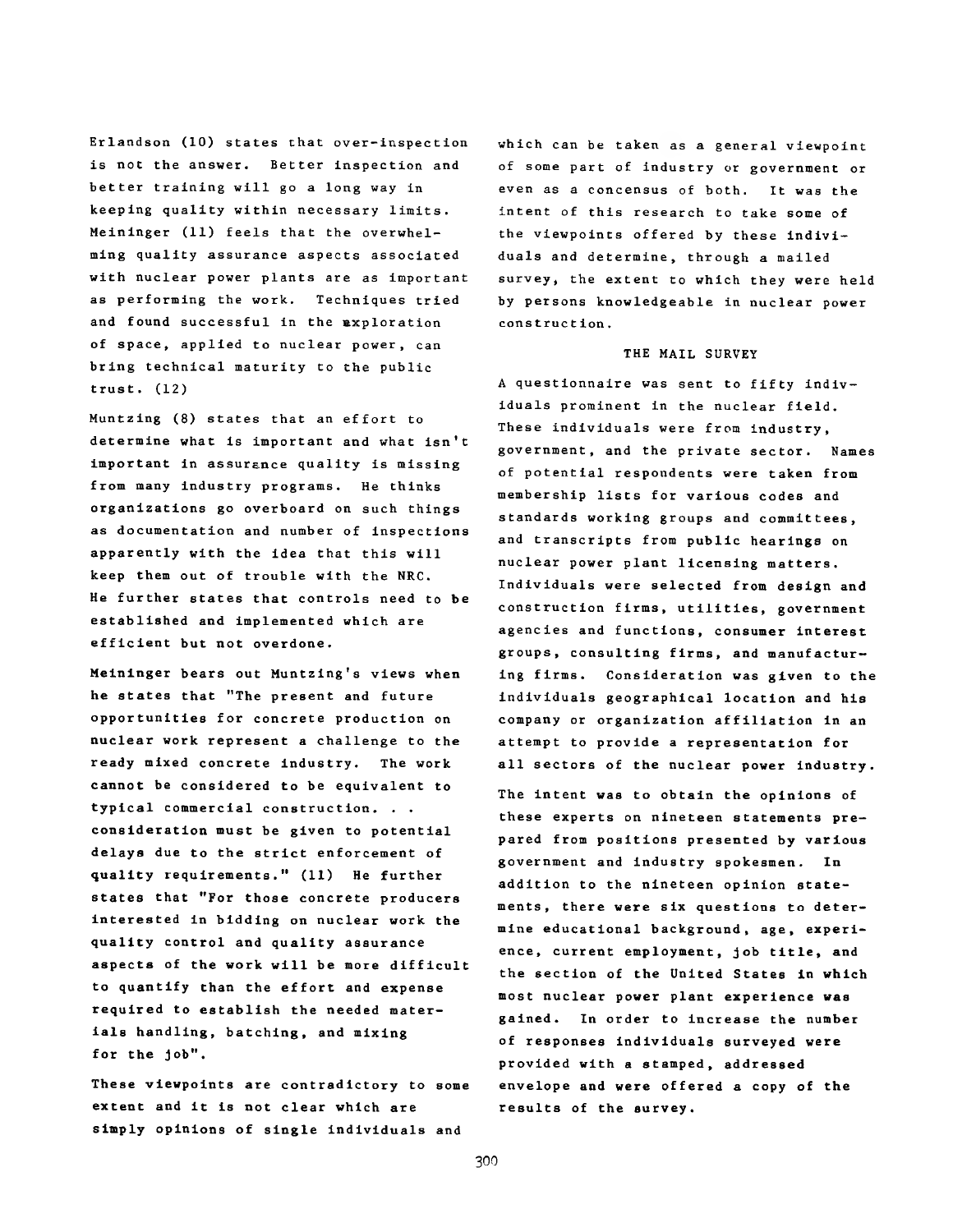Erlandson (10) states that over-inspection is not the answer. Better inspection and better training will go a long way in keeping quality within necessary limits. Meininger (11) feels that the overwhelming quality assurance aspects associated with nuclear power plants are as important as performing the work. Techniques tried and found successful in the exploration of space, applied to nuclear power, can bring technical maturity to the public trust. (12)

Muntzing (8) states that an effort to determine what is important and what isn't important in assurance quality is missing from many industry programs. He thinks organizations go overboard on such things as documentation and number of inspections apparently with the idea that this will keep them out of trouble with the NRC. He further states that controls need to be established and implemented which are efficient but not overdone.

Meininger bears out Muntzing's views when he states that "The present and future opportunities for concrete production on nuclear work represent a challenge to the ready mixed concrete industry. The work cannot be considered to be equivalent to typical commercial construction. . . consideration must be given to potential delays due to the strict enforcement of quality requirements." (11) He further states that "For those concrete producers interested in bidding on nuclear work the quality control and quality assurance aspects of the work will be more difficult to quantify than the effort and expense required to establish the needed materials handling, batching, and mixing for the job".

These viewpoints are contradictory to some extent and it is not clear which are simply opinions of single individuals and which can be taken as a general viewpoint of some part of industry or government or even as a concensus of both. It was the intent of this research to take some of the viewpoints offered by these individuals and determine, through a mailed survey, the extent to which they were held by persons knowledgeable in nuclear power construction.

## THE MAIL SURVEY

A questionnaire was sent to fifty individuals prominent in the nuclear field. These individuals were from industry, government, and the private sector. Names of potential respondents were taken from membership lists for various codes and standards working groups and committees, and transcripts from public hearings on nuclear power plant licensing matters. Individuals were selected from design and construction firms, utilities, government agencies and functions, consumer interest groups, consulting firms, and manufacturing firms. Consideration was given to the individuals geographical location and his company or organization affiliation in an attempt to provide a representation for all sectors of the nuclear power industry.

The intent was to obtain the opinions of these experts on nineteen statements prepared from positions presented by various government and industry spokesmen. In addition to the nineteen opinion statements, there were six questions to determine educational background, age, experience, current employment, job title, and the section of the United States in which most nuclear power plant experience was gained. In order to increase the number of responses individuals surveyed were provided with a stamped, addressed envelope and were offered a copy of the results of the survey.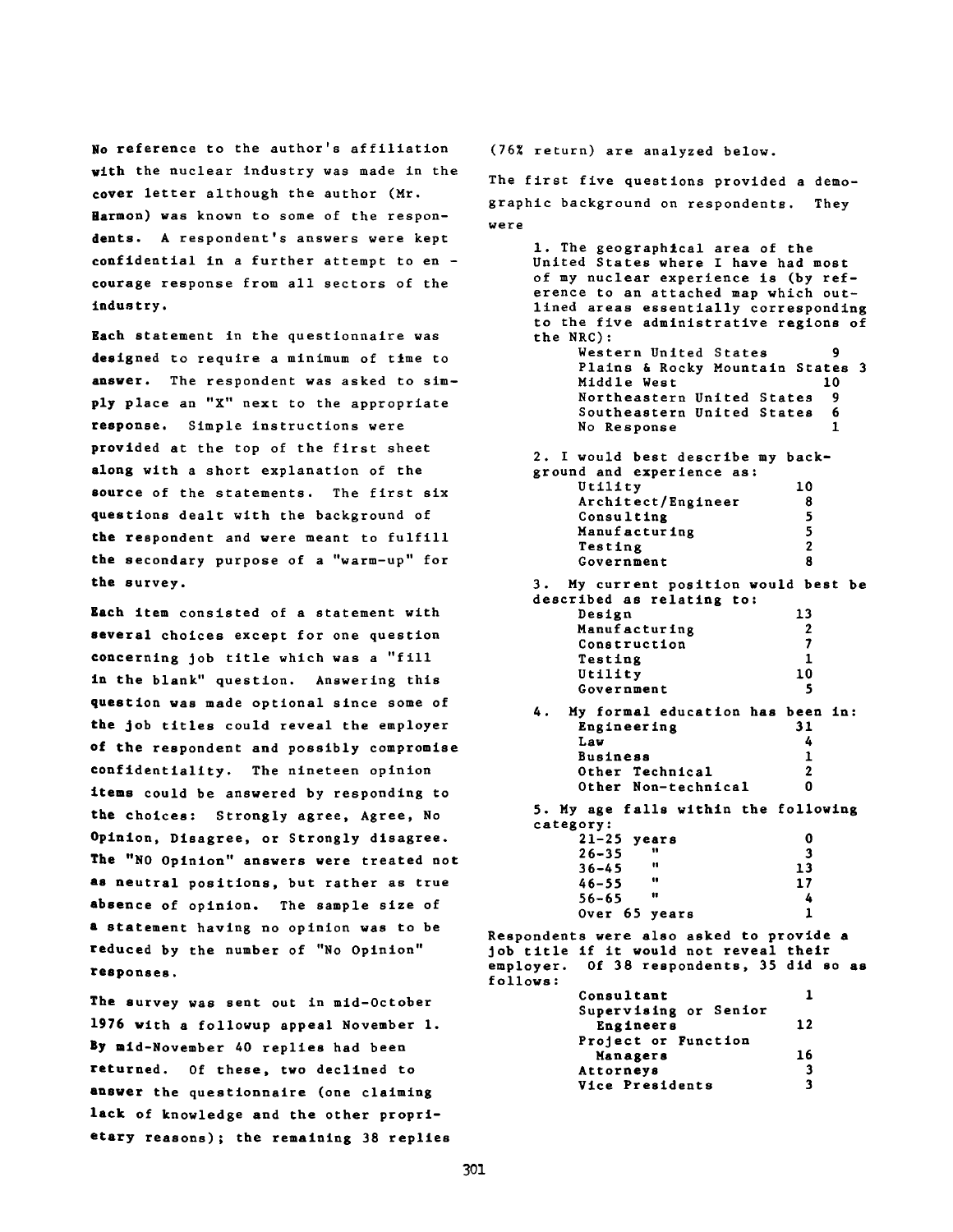No reference to the author's affiliation with the nuclear industry was made in the cover letter although the author (Mr. Harmon) was known to some of the respondents. A respondent's answers were kept confidential in a further attempt to encourage response from all sectors of the industry.

Each statement in the questionnaire was designed to require a minimum of time to answer. The respondent was asked to simply place an "X" next to the appropriate response. Simple instructions were provided at the top of the first sheet along with a short explanation of the source of the statements. The first six questions dealt with the background of the respondent and were meant to fulfill the secondary purpose of a "warm-up" for the survey.

Each item consisted of a statement with several choices except for one question concerning job title which was a "fill in the blank" question. Answering this question was made optional since some of the job titles could reveal the employer of the respondent and possibly compromise confidentiality. The nineteen opinion items could be answered by responding to the choices: Strongly agree, Agree, No Opinion, Disagree, or Strongly disagree. The "NO Opinion" answers were treated not as neutral positions, but rather as true absence of opinion. The sample size of a statement having no opinion was to be reduced by the number of "No Opinion" responses.

The survey was sent out in mid-October 1976 with a followup appeal November 1. By mid-November 40 replies had been returned. Of these, two declined to answer the questionnaire (one claiming lack of knowledge and the other proprietary reasons); the remaining 38 replies (76% return) are analyzed below.

The first five questions provided a demographic background on respondents. They were

1. The geographical area of the United States where I have had most of my nuclear experience is (by reference to an attached map which outlined areas essentially corresponding to the five administrative regions of the NRC):

| | |
|---|---|
| Western United States | 9 |
| Plains & Rocky Mountain States | 3 |
| Middle West | 10 |
| Northeastern United States | 9 |
| Southeastern United States | 6 |
| No Response | 1 |

2. I would best describe my background and experience as:

| | |
|---|---|
| Utility | 10 |
| Architect/Engineer | 8 |
| Consulting | 5 |
| Manufacturing | 5 |
| Testing | 2 |
| Government | 8 |

3. My current position would best be described as relating to:

| | |
|---|---|
| Design | 13 |
| Manufacturing | 2 |
| Construction | 7 |
| Testing | 1 |
| Utility | 10 |
| Government | 5 |

4. My formal education has been in:

| | |
|---|---|
| Engineering | 31 |
| Law | 4 |
| Business | 1 |
| Other Technical | 2 |
| Other Non-technical | 0 |

5. My age falls within the following category:

| | |
|---|---|
| 21-25 years | 0 |
| 26-35 " | 3 |
| 36-45 " | 13 |
| 46-55 " | 17 |
| 56-65 " | 4 |
| Over 65 years | 1 |

Respondents were also asked to provide a job title if it would not reveal their employer. Of 38 respondents, 35 did so as follows:

| | |
|---|---|
| Consultant | 1 |
| Supervising or Senior Engineers | 12 |
| Project or Function Managers | 16 |
| Attorneys | 3 |
| Vice Presidents | 3 |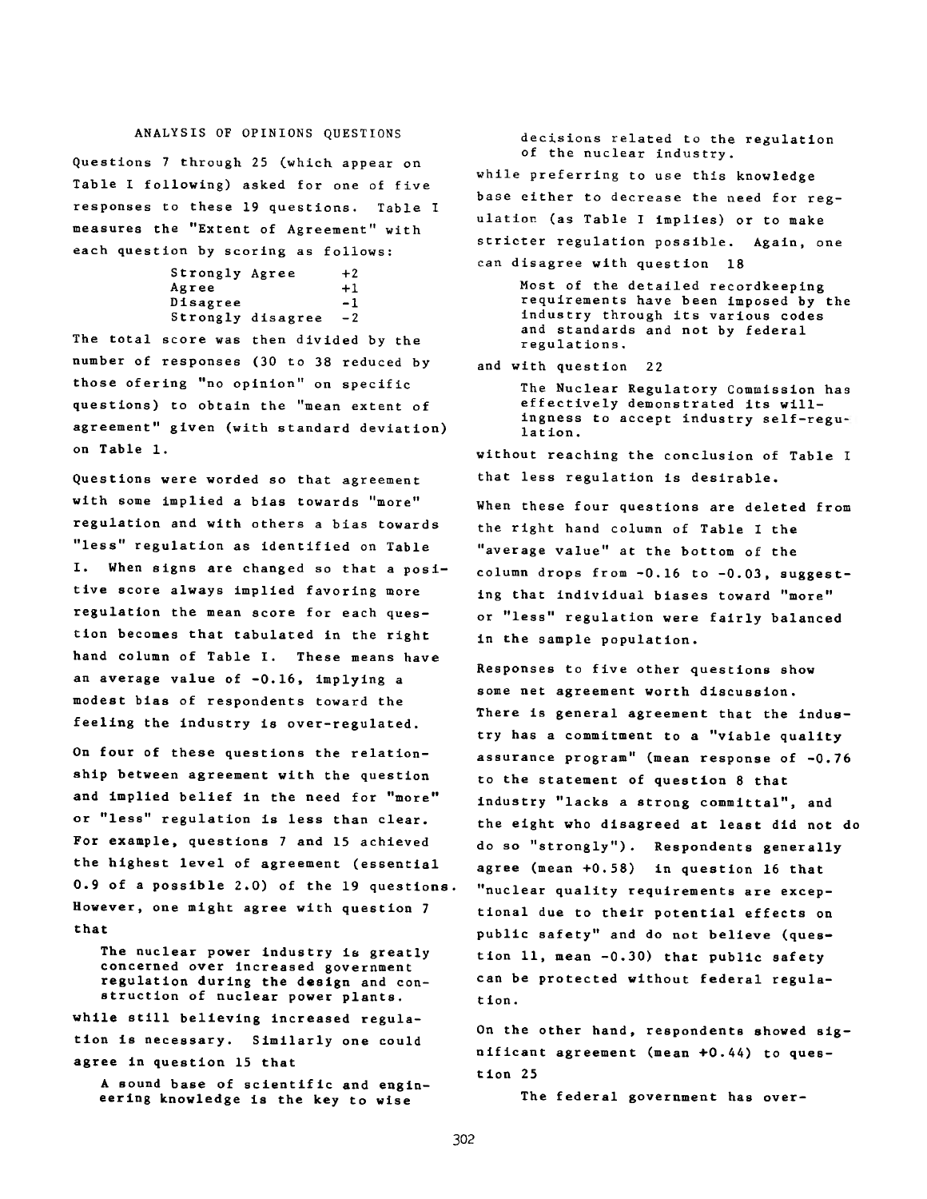## ANALYSIS OF OPINIONS QUESTIONS

Questions 7 through 25 (which appear on Table I following) asked for one of five responses to these 19 questions. Table I measures the "Extent of Agreement" with each question by scoring as follows:

| | |
|---|---|
| Strongly Agree | +2 |
| Agree | +1 |
| Disagree | -1 |
| Strongly disagree | -2 |

The total score was then divided by the number of responses (30 to 38 reduced by those ofering "no opinion" on specific questions) to obtain the "mean extent of agreement" given (with standard deviation) on Table 1.

Questions were worded so that agreement with some implied a bias towards "more" regulation and with others a bias towards "less" regulation as identified on Table I. When signs are changed so that a positive score always implied favoring more regulation the mean score for each question becomes that tabulated in the right hand column of Table I. These means have an average value of -0.16, implying a modest bias of respondents toward the feeling the industry is over-regulated.

On four of these questions the relationship between agreement with the question and implied belief in the need for "more" or "less" regulation is less than clear. For example, questions 7 and 15 achieved the highest level of agreement (essential 0.9 of a possible 2.0) of the 19 questions. However, one might agree with question 7 that

> The nuclear power industry is greatly concerned over increased government regulation during the design and construction of nuclear power plants.

while still believing increased regulation is necessary. Similarly one could agree in question 15 that

> A sound base of scientific and engineering knowledge is the key to wise decisions related to the regulation of the nuclear industry.

while preferring to use this knowledge base either to decrease the need for regulation (as Table I implies) or to make stricter regulation possible. Again, one can disagree with question 18

> Most of the detailed recordkeeping requirements have been imposed by the industry through its various codes and standards and not by federal regulations.

and with question 22

> The Nuclear Regulatory Commission has effectively demonstrated its willingness to accept industry self-regulation.

without reaching the conclusion of Table I that less regulation is desirable.

When these four questions are deleted from the right hand column of Table I the "average value" at the bottom of the column drops from -0.16 to -0.03, suggesting that individual biases toward "more" or "less" regulation were fairly balanced in the sample population.

Responses to five other questions show some net agreement worth discussion. There is general agreement that the industry has a commitment to a "viable quality assurance program" (mean response of -0.76 to the statement of question 8 that industry "lacks a strong committal", and the eight who disagreed at least did not do do so "strongly"). Respondents generally agree (mean +0.58) in question 16 that "nuclear quality requirements are exceptional due to their potential effects on public safety" and do not believe (question 11, mean -0.30) that public safety can be protected without federal regulation.

On the other hand, respondents showed significant agreement (mean +0.44) to question 25

> The federal government has over-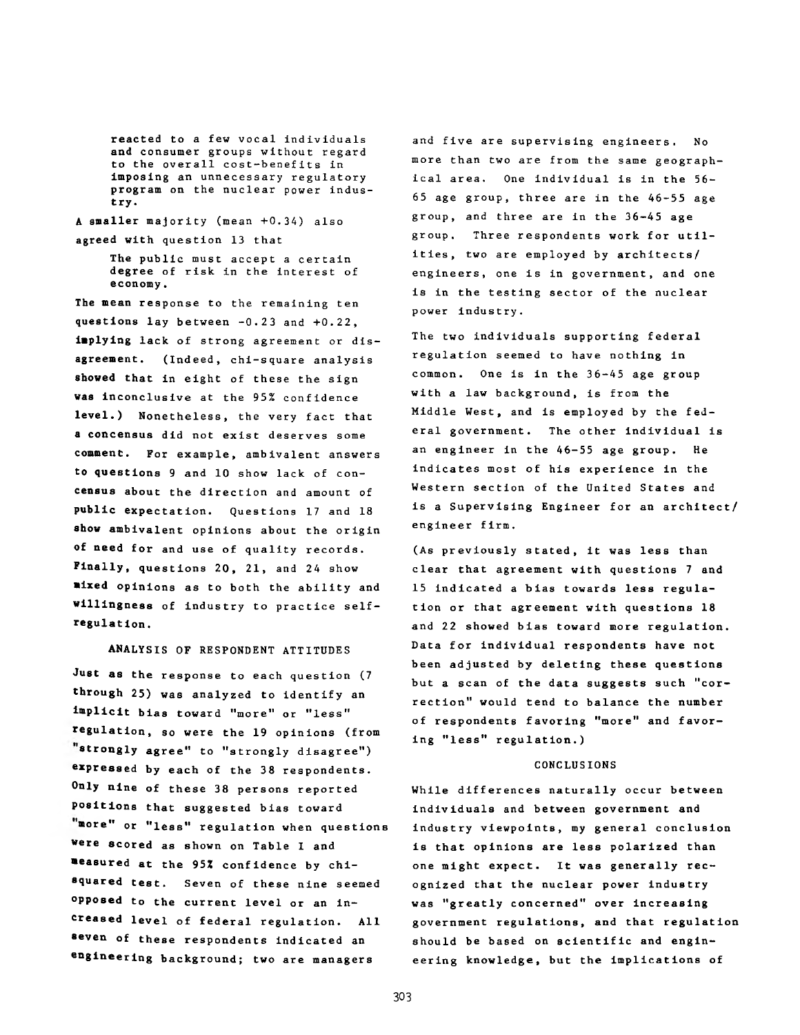> reacted to a few vocal individuals and consumer groups without regard to the overall cost-benefits in imposing an unnecessary regulatory program on the nuclear power industry.

A smaller majority (mean +0.34) also agreed with question 13 that

> The public must accept a certain degree of risk in the interest of economy.

The mean response to the remaining ten questions lay between -0.23 and +0.22, implying lack of strong agreement or disagreement. (Indeed, chi-square analysis showed that in eight of these the sign was inconclusive at the 95% confidence level.) Nonetheless, the very fact that a concensus did not exist deserves some comment. For example, ambivalent answers to questions 9 and 10 show lack of concensus about the direction and amount of public expectation. Questions 17 and 18 show ambivalent opinions about the origin of need for and use of quality records. Finally, questions 20, 21, and 24 show mixed opinions as to both the ability and willingness of industry to practice self-regulation.

## ANALYSIS OF RESPONDENT ATTITUDES

Just as the response to each question (7 through 25) was analyzed to identify an implicit bias toward "more" or "less" regulation, so were the 19 opinions (from "strongly agree" to "strongly disagree") expressed by each of the 38 respondents. Only nine of these 38 persons reported positions that suggested bias toward "more" or "less" regulation when questions were scored as shown on Table I and measured at the 95% confidence by chi-squared test. Seven of these nine seemed opposed to the current level or an increased level of federal regulation. All seven of these respondents indicated an engineering background; two are managers and five are supervising engineers. No more than two are from the same geographical area. One individual is in the 56-65 age group, three are in the 46-55 age group, and three are in the 36-45 age group. Three respondents work for utilities, two are employed by architects/engineers, one is in government, and one is in the testing sector of the nuclear power industry.

The two individuals supporting federal regulation seemed to have nothing in common. One is in the 36-45 age group with a law background, is from the Middle West, and is employed by the federal government. The other individual is an engineer in the 46-55 age group. He indicates most of his experience in the Western section of the United States and is a Supervising Engineer for an architect/engineer firm.

(As previously stated, it was less than clear that agreement with questions 7 and 15 indicated a bias towards less regulation or that agreement with questions 18 and 22 showed bias toward more regulation. Data for individual respondents have not been adjusted by deleting these questions but a scan of the data suggests such "correction" would tend to balance the number of respondents favoring "more" and favoring "less" regulation.)

## CONCLUSIONS

While differences naturally occur between individuals and between government and industry viewpoints, my general conclusion is that opinions are less polarized than one might expect. It was generally recognized that the nuclear power industry was "greatly concerned" over increasing government regulations, and that regulation should be based on scientific and engineering knowledge, but the implications of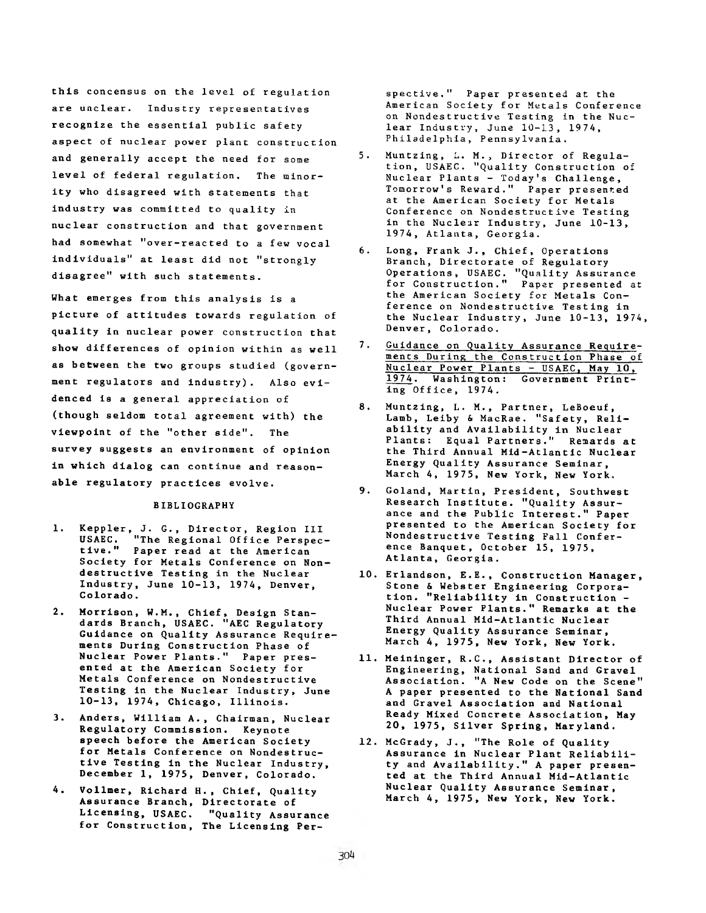this concensus on the level of regulation are unclear. Industry representatives recognize the essential public safety aspect of nuclear power plant construction and generally accept the need for some level of federal regulation. The minority who disagreed with statements that industry was committed to quality in nuclear construction and that government had somewhat "over-reacted to a few vocal individuals" at least did not "strongly disagree" with such statements.

What emerges from this analysis is a picture of attitudes towards regulation of quality in nuclear power construction that show differences of opinion within as well as between the two groups studied (government regulators and industry). Also evidenced is a general appreciation of (though seldom total agreement with) the viewpoint of the "other side". The survey suggests an environment of opinion in which dialog can continue and reasonable regulatory practices evolve.

## BIBLIOGRAPHY

1. Keppler, J. G., Director, Region III USAEC. "The Regional Office Perspective." Paper read at the American Society for Metals Conference on Nondestructive Testing in the Nuclear Industry, June 10-13, 1974, Denver, Colorado.
2. Morrison, W.M., Chief, Design Standards Branch, USAEC. "AEC Regulatory Guidance on Quality Assurance Requirements During Construction Phase of Nuclear Power Plants." Paper presented at the American Society for Metals Conference on Nondestructive Testing in the Nuclear Industry, June 10-13, 1974, Chicago, Illinois.
3. Anders, William A., Chairman, Nuclear Regulatory Commission. Keynote speech before the American Society for Metals Conference on Nondestructive Testing in the Nuclear Industry, December 1, 1975, Denver, Colorado.
4. Vollmer, Richard H., Chief, Quality Assurance Branch, Directorate of Licensing, USAEC. "Quality Assurance for Construction, The Licensing Perspective." Paper presented at the American Society for Metals Conference on Nondestructive Testing in the Nuclear Industry, June 10-13, 1974, Philadelphia, Pennsylvania.
5. Muntzing, L. M., Director of Regulation, USAEC. "Quality Construction of Nuclear Plants - Today's Challenge, Tomorrow's Reward." Paper presented at the American Society for Metals Conference on Nondestructive Testing in the Nuclear Industry, June 10-13, 1974, Atlanta, Georgia.
6. Long, Frank J., Chief, Operations Branch, Directorate of Regulatory Operations, USAEC. "Quality Assurance for Construction." Paper presented at the American Society for Metals Conference on Nondestructive Testing in the Nuclear Industry, June 10-13, 1974, Denver, Colorado.
7. Guidance on Quality Assurance Requirements During the Construction Phase of Nuclear Power Plants - USAEC, May 10, 1974. Washington: Government Printing Office, 1974.
8. Muntzing, L. M., Partner, LeBoeuf, Lamb, Leiby & MacRae. "Safety, Reliability and Availability in Nuclear Plants: Equal Partners." Remards at the Third Annual Mid-Atlantic Nuclear Energy Quality Assurance Seminar, March 4, 1975, New York, New York.
9. Goland, Martin, President, Southwest Research Institute. "Quality Assurance and the Public Interest." Paper presented to the American Society for Nondestructive Testing Fall Conference Banquet, October 15, 1975, Atlanta, Georgia.
10. Erlandson, E.E., Construction Manager, Stone & Webster Engineering Corporation. "Reliability in Construction - Nuclear Power Plants." Remarks at the Third Annual Mid-Atlantic Nuclear Energy Quality Assurance Seminar, March 4, 1975, New York, New York.
11. Meininger, R.C., Assistant Director of Engineering, National Sand and Gravel Association. "A New Code on the Scene" A paper presented to the National Sand and Gravel Association and National Ready Mixed Concrete Association, May 20, 1975, Silver Spring, Maryland.
12. McGrady, J., "The Role of Quality Assurance in Nuclear Plant Reliability and Availability." A paper presented at the Third Annual Mid-Atlantic Nuclear Quality Assurance Seminar, March 4, 1975, New York, New York.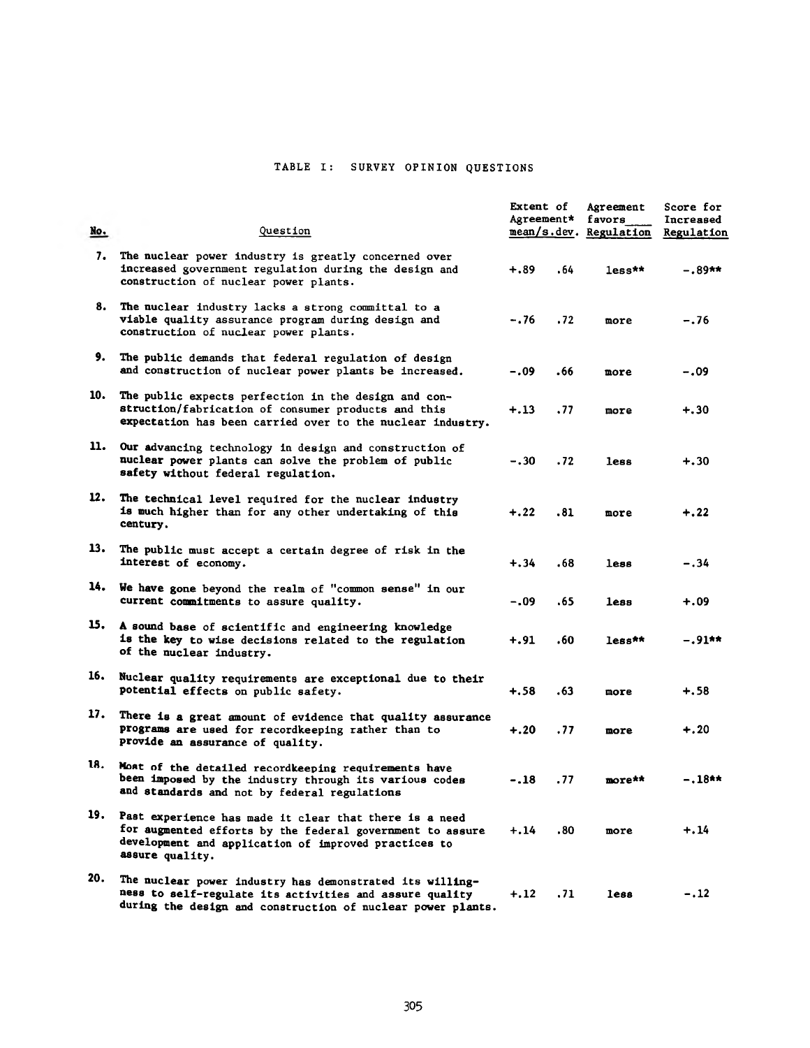TABLE I: SURVEY OPINION QUESTIONS

| No. | Question | Extent of Agreement* mean | s.dev. | Agreement favors ___ Regulation | Score for Increased Regulation |
|---|---|---|---|---|---|
| 7. | The nuclear power industry is greatly concerned over increased government regulation during the design and construction of nuclear power plants. | +.89 | .64 | less** | -.89** |
| 8. | The nuclear industry lacks a strong committal to a viable quality assurance program during design and construction of nuclear power plants. | -.76 | .72 | more | -.76 |
| 9. | The public demands that federal regulation of design and construction of nuclear power plants be increased. | -.09 | .66 | more | -.09 |
| 10. | The public expects perfection in the design and construction/fabrication of consumer products and this expectation has been carried over to the nuclear industry. | +.13 | .77 | more | +.30 |
| 11. | Our advancing technology in design and construction of nuclear power plants can solve the problem of public safety without federal regulation. | -.30 | .72 | less | +.30 |
| 12. | The technical level required for the nuclear industry is much higher than for any other undertaking of this century. | +.22 | .81 | more | +.22 |
| 13. | The public must accept a certain degree of risk in the interest of economy. | +.34 | .68 | less | -.34 |
| 14. | We have gone beyond the realm of "common sense" in our current commitments to assure quality. | -.09 | .65 | less | +.09 |
| 15. | A sound base of scientific and engineering knowledge is the key to wise decisions related to the regulation of the nuclear industry. | +.91 | .60 | less** | -.91** |
| 16. | Nuclear quality requirements are exceptional due to their potential effects on public safety. | +.58 | .63 | more | +.58 |
| 17. | There is a great amount of evidence that quality assurance programs are used for recordkeeping rather than to provide an assurance of quality. | +.20 | .77 | more | +.20 |
| 18. | Most of the detailed recordkeeping requirements have been imposed by the industry through its various codes and standards and not by federal regulations | -.18 | .77 | more** | -.18** |
| 19. | Past experience has made it clear that there is a need for augmented efforts by the federal government to assure development and application of improved practices to assure quality. | +.14 | .80 | more | +.14 |
| 20. | The nuclear power industry has demonstrated its willingness to self-regulate its activities and assure quality during the design and construction of nuclear power plants. | +.12 | .71 | less | -.12 |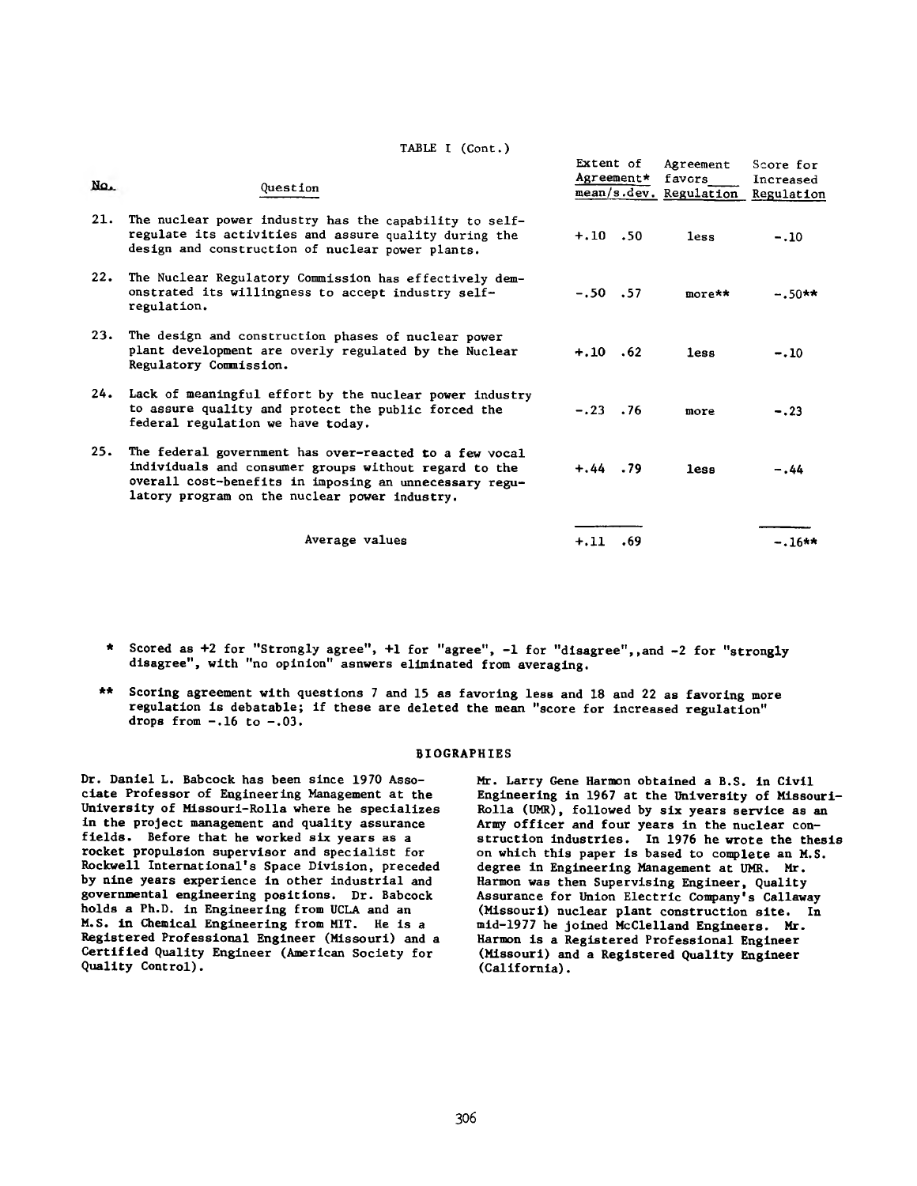TABLE I (Cont.)

| No. | Question | Extent of Agreement* mean/s.dev. | | Agreement favors Regulation | Score for Increased Regulation |
|---|---|---|---|---|---|
| 21. | The nuclear power industry has the capability to self-regulate its activities and assure quality during the design and construction of nuclear power plants. | +.10 | .50 | less | -.10 |
| 22. | The Nuclear Regulatory Commission has effectively demonstrated its willingness to accept industry self-regulation. | -.50 | .57 | more** | -.50** |
| 23. | The design and construction phases of nuclear power plant development are overly regulated by the Nuclear Regulatory Commission. | +.10 | .62 | less | -.10 |
| 24. | Lack of meaningful effort by the nuclear power industry to assure quality and protect the public forced the federal regulation we have today. | -.23 | .76 | more | -.23 |
| 25. | The federal government has over-reacted to a few vocal individuals and consumer groups without regard to the overall cost-benefits in imposing an unnecessary regulatory program on the nuclear power industry. | +.44 | .79 | less | -.44 |
| | Average values | +.11 | .69 | | -.16** |

\* Scored as +2 for "Strongly agree", +1 for "agree", -1 for "disagree",,and -2 for "strongly disagree", with "no opinion" asnwers eliminated from averaging.

\*\* Scoring agreement with questions 7 and 15 as favoring less and 18 and 22 as favoring more regulation is debatable; if these are deleted the mean "score for increased regulation" drops from -.16 to -.03.

## BIOGRAPHIES

Dr. Daniel L. Babcock has been since 1970 Associate Professor of Engineering Management at the University of Missouri-Rolla where he specializes in the project management and quality assurance fields. Before that he worked six years as a rocket propulsion supervisor and specialist for Rockwell International's Space Division, preceded by nine years experience in other industrial and governmental engineering positions. Dr. Babcock holds a Ph.D. in Engineering from UCLA and an M.S. in Chemical Engineering from MIT. He is a Registered Professional Engineer (Missouri) and a Certified Quality Engineer (American Society for Quality Control).

Mr. Larry Gene Harmon obtained a B.S. in Civil Engineering in 1967 at the University of Missouri-Rolla (UMR), followed by six years service as an Army officer and four years in the nuclear construction industries. In 1976 he wrote the thesis on which this paper is based to complete an M.S. degree in Engineering Management at UMR. Mr. Harmon was then Supervising Engineer, Quality Assurance for Union Electric Company's Callaway (Missouri) nuclear plant construction site. In mid-1977 he joined McClelland Engineers. Mr. Harmon is a Registered Professional Engineer (Missouri) and a Registered Quality Engineer (California).